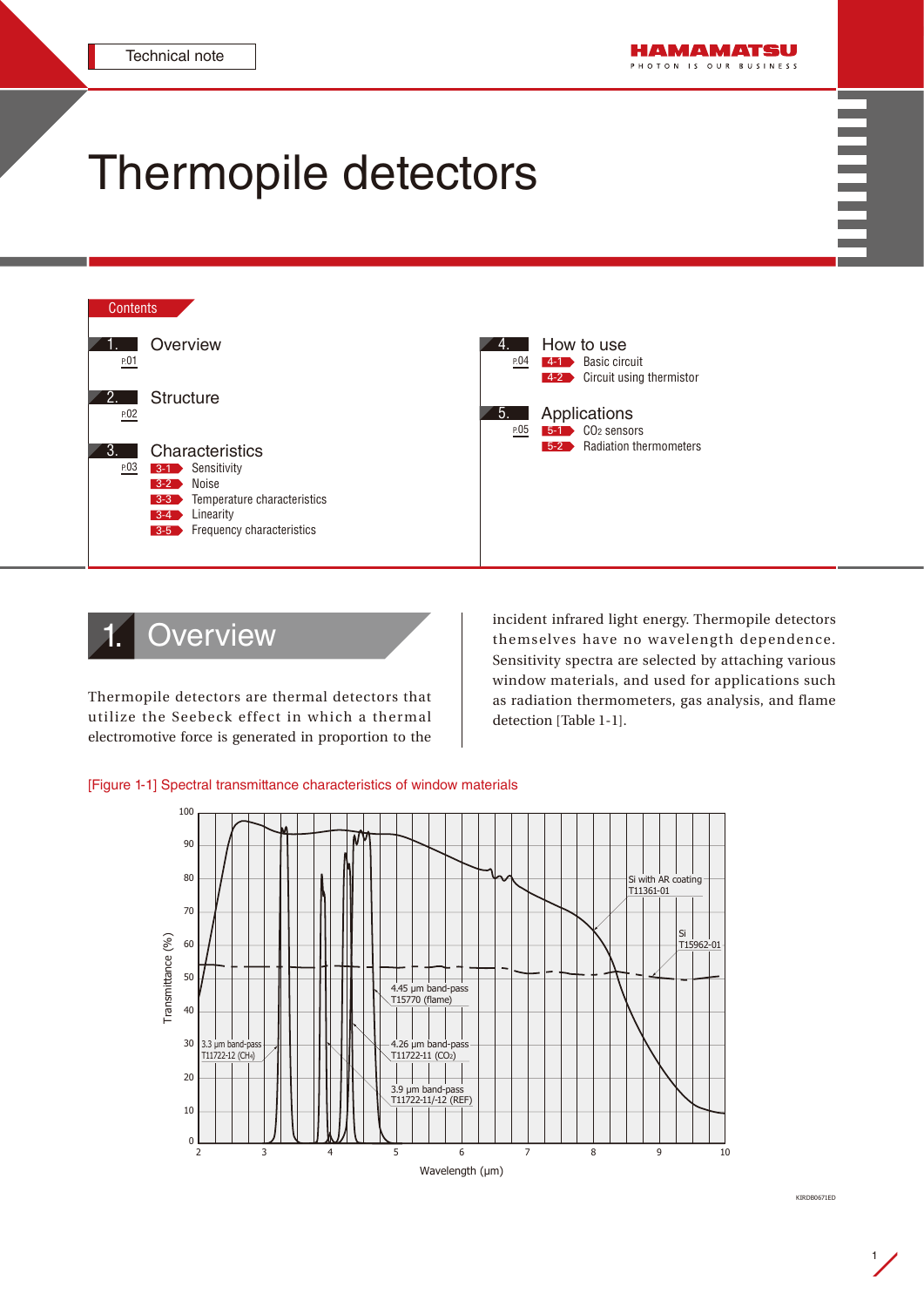Technical note

# Thermopile detectors

**Contents**

1. Overview ... P01
2. Structure ... P02
3. Characteristics ... P03
   - 3-1 Sensitivity
   - 3-2 Noise
   - 3-3 Temperature characteristics
   - 3-4 Linearity
   - 3-5 Frequency characteristics
4. How to use ... P04
   - 4-1 Basic circuit
   - 4-2 Circuit using thermistor
5. Applications ... P05
   - 5-1 $CO_2$ sensors
   - 5-2 Radiation thermometers

## 1. Overview

Thermopile detectors are thermal detectors that utilize the Seebeck effect in which a thermal electromotive force is generated in proportion to the incident infrared light energy. Thermopile detectors themselves have no wavelength dependence. Sensitivity spectra are selected by attaching various window materials, and used for applications such as radiation thermometers, gas analysis, and flame detection [Table 1-1].

[Figure 1-1] Spectral transmittance characteristics of window materials

KIRDB0671ED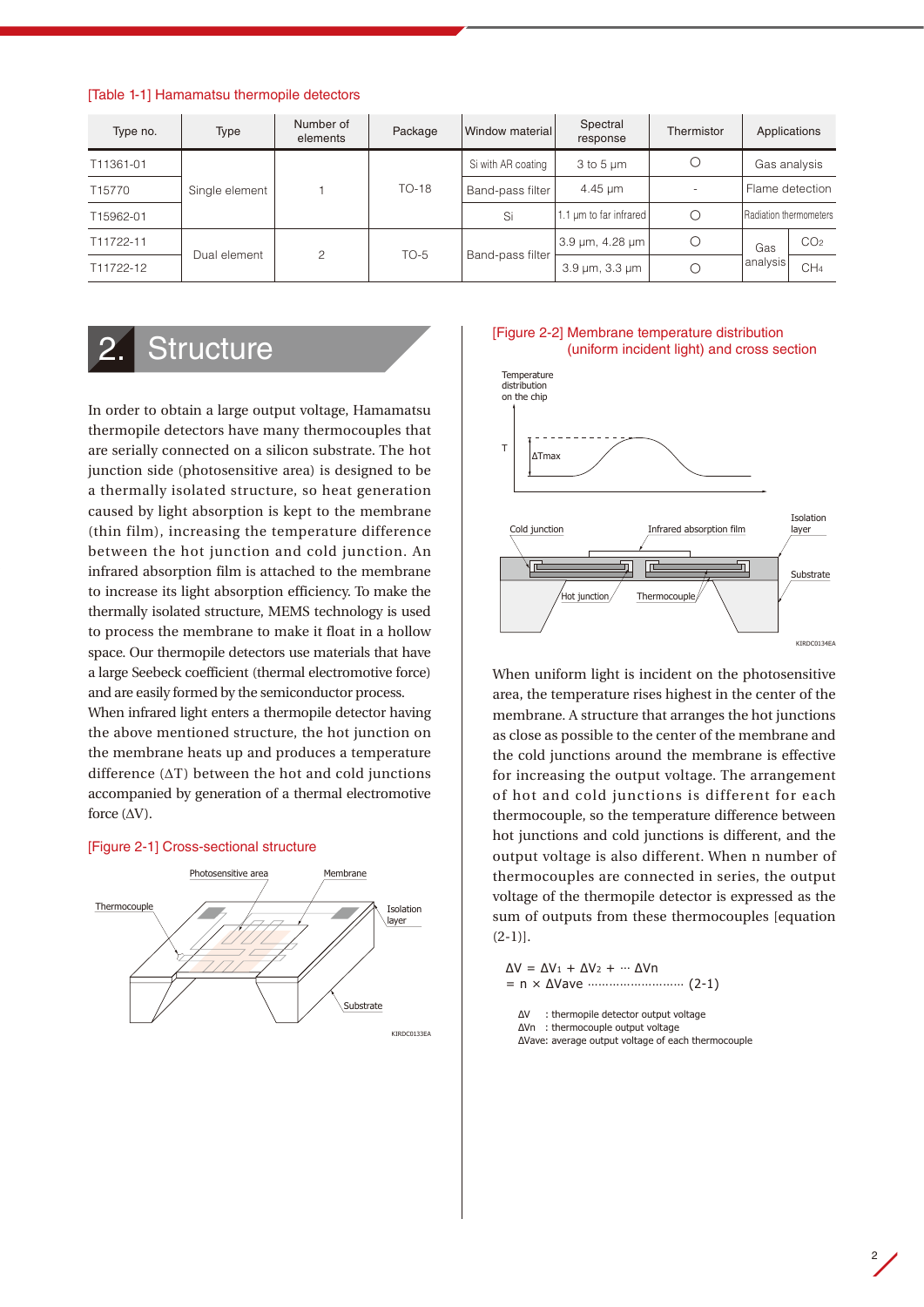[Table 1-1] Hamamatsu thermopile detectors

| Type no. | Type | Number of elements | Package | Window material | Spectral response | Thermistor | Applications | |
|---|---|---|---|---|---|---|---|---|
| T11361-01 | Single element | 1 | TO-18 | Si with AR coating | 3 to 5 μm | ○ | Gas analysis | |
| T15770 | | | | Band-pass filter | 4.45 μm | - | Flame detection | |
| T15962-01 | | | | Si | 1.1 μm to far infrared | ○ | Radiation thermometers | |
| T11722-11 | Dual element | 2 | TO-5 | Band-pass filter | 3.9 μm, 4.28 μm | ○ | Gas analysis | $CO_2$ |
| T11722-12 | | | | | 3.9 μm, 3.3 μm | ○ | | $CH_4$ |

# 2. Structure

In order to obtain a large output voltage, Hamamatsu thermopile detectors have many thermocouples that are serially connected on a silicon substrate. The hot junction side (photosensitive area) is designed to be a thermally isolated structure, so heat generation caused by light absorption is kept to the membrane (thin film), increasing the temperature difference between the hot junction and cold junction. An infrared absorption film is attached to the membrane to increase its light absorption efficiency. To make the thermally isolated structure, MEMS technology is used to process the membrane to make it float in a hollow space. Our thermopile detectors use materials that have a large Seebeck coefficient (thermal electromotive force) and are easily formed by the semiconductor process.

When infrared light enters a thermopile detector having the above mentioned structure, the hot junction on the membrane heats up and produces a temperature difference (ΔT) between the hot and cold junctions accompanied by generation of a thermal electromotive force (ΔV).

[Figure 2-1] Cross-sectional structure

[Figure 2-2] Membrane temperature distribution (uniform incident light) and cross section

When uniform light is incident on the photosensitive area, the temperature rises highest in the center of the membrane. A structure that arranges the hot junctions as close as possible to the center of the membrane and the cold junctions around the membrane is effective for increasing the output voltage. The arrangement of hot and cold junctions is different for each thermocouple, so the temperature difference between hot junctions and cold junctions is different, and the output voltage is also different. When n number of thermocouples are connected in series, the output voltage of the thermopile detector is expressed as the sum of outputs from these thermocouples [equation (2-1)].

$$\Delta V = \Delta V_1 + \Delta V_2 + \cdots \Delta V_n$$
$$= n \times \Delta V_{ave} \quad \cdots\cdots (2\text{-}1)$$

ΔV : thermopile detector output voltage
$\Delta V_n$ : thermocouple output voltage
$\Delta V_{ave}$: average output voltage of each thermocouple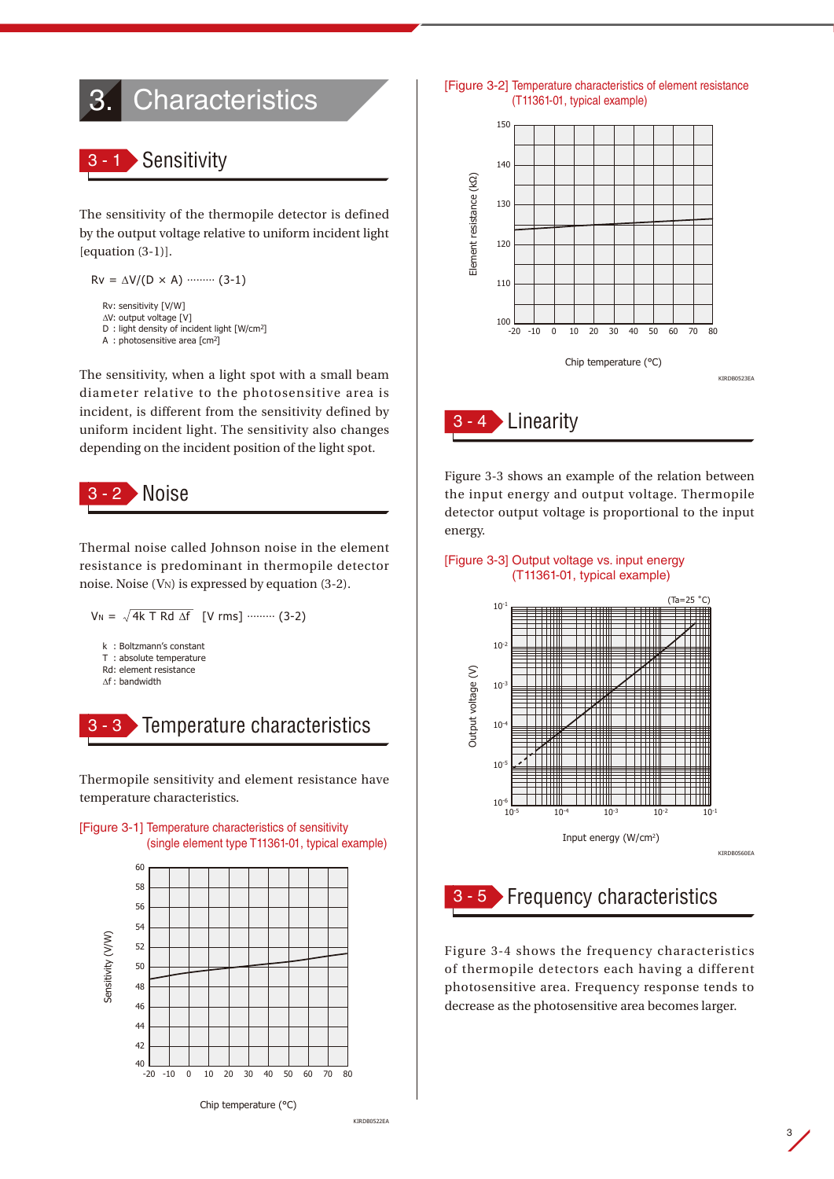# 3. Characteristics

## 3 - 1 Sensitivity

The sensitivity of the thermopile detector is defined by the output voltage relative to uniform incident light [equation (3-1)].

$$Rv = \Delta V/(D \times A) \quad \cdots\cdots\cdots \text{(3-1)}$$

Rv: sensitivity [V/W]
ΔV: output voltage [V]
D : light density of incident light [W/cm²]
A : photosensitive area [cm²]

The sensitivity, when a light spot with a small beam diameter relative to the photosensitive area is incident, is different from the sensitivity defined by uniform incident light. The sensitivity also changes depending on the incident position of the light spot.

## 3 - 2 Noise

Thermal noise called Johnson noise in the element resistance is predominant in thermopile detector noise. Noise ($V_N$) is expressed by equation (3-2).

$$V_N = \sqrt{4k\ T\ Rd\ \Delta f} \quad [\text{V rms}] \quad \cdots\cdots\cdots \text{(3-2)}$$

k : Boltzmann's constant
T : absolute temperature
Rd: element resistance
Δf : bandwidth

## 3 - 3 Temperature characteristics

Thermopile sensitivity and element resistance have temperature characteristics.

[Figure 3-1] Temperature characteristics of sensitivity (single element type T11361-01, typical example)

[Figure 3-2] Temperature characteristics of element resistance (T11361-01, typical example)

## 3 - 4 Linearity

Figure 3-3 shows an example of the relation between the input energy and output voltage. Thermopile detector output voltage is proportional to the input energy.

[Figure 3-3] Output voltage vs. input energy (T11361-01, typical example)

## 3 - 5 Frequency characteristics

Figure 3-4 shows the frequency characteristics of thermopile detectors each having a different photosensitive area. Frequency response tends to decrease as the photosensitive area becomes larger.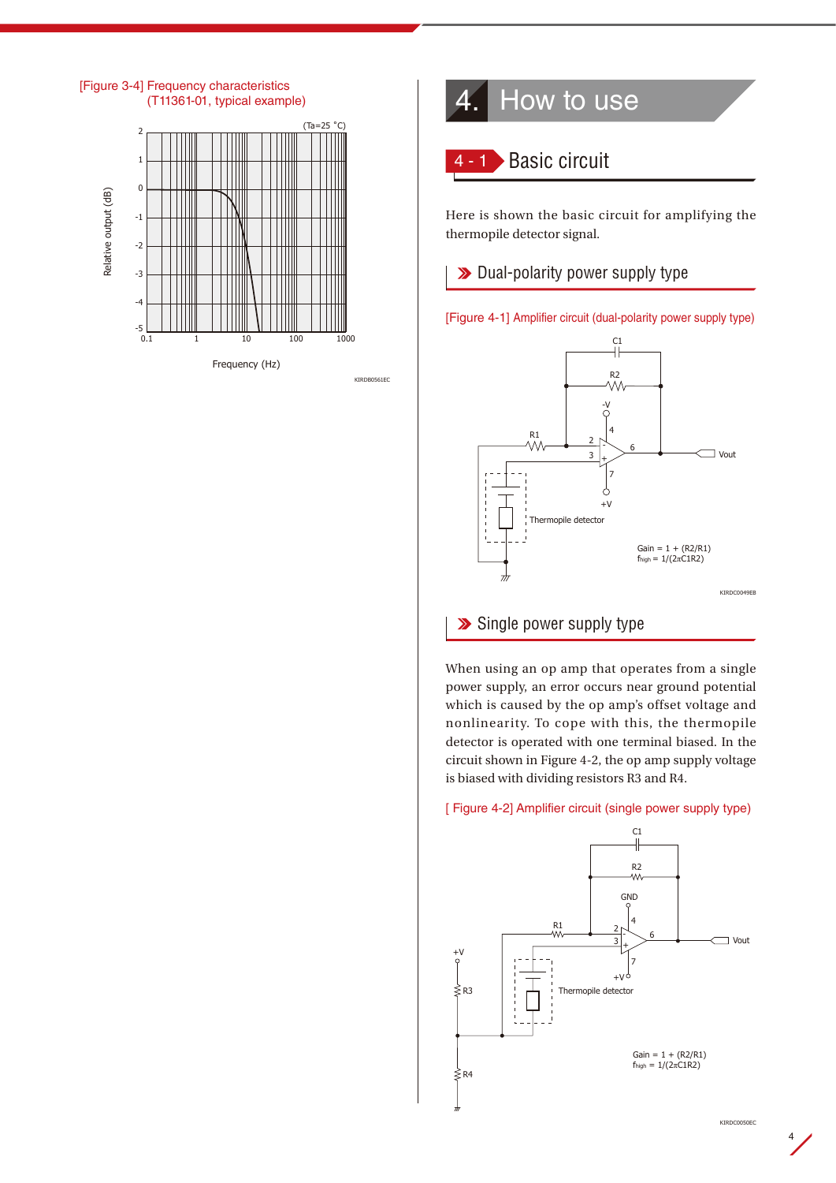[Figure 3-4] Frequency characteristics (T11361-01, typical example)

# 4. How to use

## 4 - 1 Basic circuit

Here is shown the basic circuit for amplifying the thermopile detector signal.

### Dual-polarity power supply type

[Figure 4-1] Amplifier circuit (dual-polarity power supply type)

Gain = 1 + (R2/R1)
$f_{high}$ = 1/(2πC1R2)

### Single power supply type

When using an op amp that operates from a single power supply, an error occurs near ground potential which is caused by the op amp's offset voltage and nonlinearity. To cope with this, the thermopile detector is operated with one terminal biased. In the circuit shown in Figure 4-2, the op amp supply voltage is biased with dividing resistors R3 and R4.

[ Figure 4-2] Amplifier circuit (single power supply type)

Gain = 1 + (R2/R1)
$f_{high}$ = 1/(2πC1R2)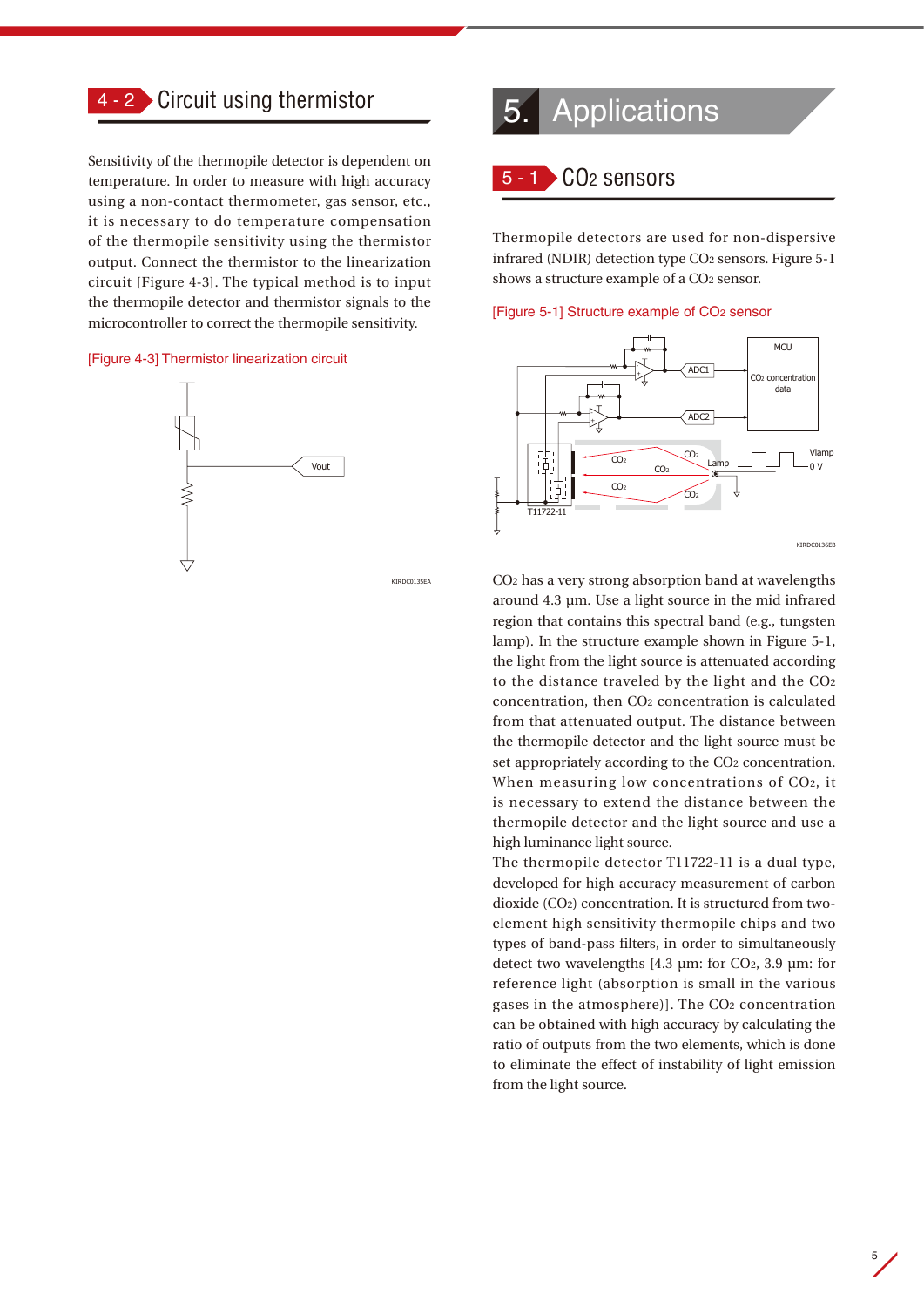## 4 - 2 Circuit using thermistor

Sensitivity of the thermopile detector is dependent on temperature. In order to measure with high accuracy using a non-contact thermometer, gas sensor, etc., it is necessary to do temperature compensation of the thermopile sensitivity using the thermistor output. Connect the thermistor to the linearization circuit [Figure 4-3]. The typical method is to input the thermopile detector and thermistor signals to the microcontroller to correct the thermopile sensitivity.

[Figure 4-3] Thermistor linearization circuit

# 5. Applications

## 5 - 1 $CO_2$ sensors

Thermopile detectors are used for non-dispersive infrared (NDIR) detection type $CO_2$ sensors. Figure 5-1 shows a structure example of a $CO_2$ sensor.

[Figure 5-1] Structure example of $CO_2$ sensor

$CO_2$ has a very strong absorption band at wavelengths around 4.3 µm. Use a light source in the mid infrared region that contains this spectral band (e.g., tungsten lamp). In the structure example shown in Figure 5-1, the light from the light source is attenuated according to the distance traveled by the light and the $CO_2$ concentration, then $CO_2$ concentration is calculated from that attenuated output. The distance between the thermopile detector and the light source must be set appropriately according to the $CO_2$ concentration. When measuring low concentrations of $CO_2$, it is necessary to extend the distance between the thermopile detector and the light source and use a high luminance light source.

The thermopile detector T11722-11 is a dual type, developed for high accuracy measurement of carbon dioxide ($CO_2$) concentration. It is structured from two-element high sensitivity thermopile chips and two types of band-pass filters, in order to simultaneously detect two wavelengths [4.3 µm: for $CO_2$, 3.9 µm: for reference light (absorption is small in the various gases in the atmosphere)]. The $CO_2$ concentration can be obtained with high accuracy by calculating the ratio of outputs from the two elements, which is done to eliminate the effect of instability of light emission from the light source.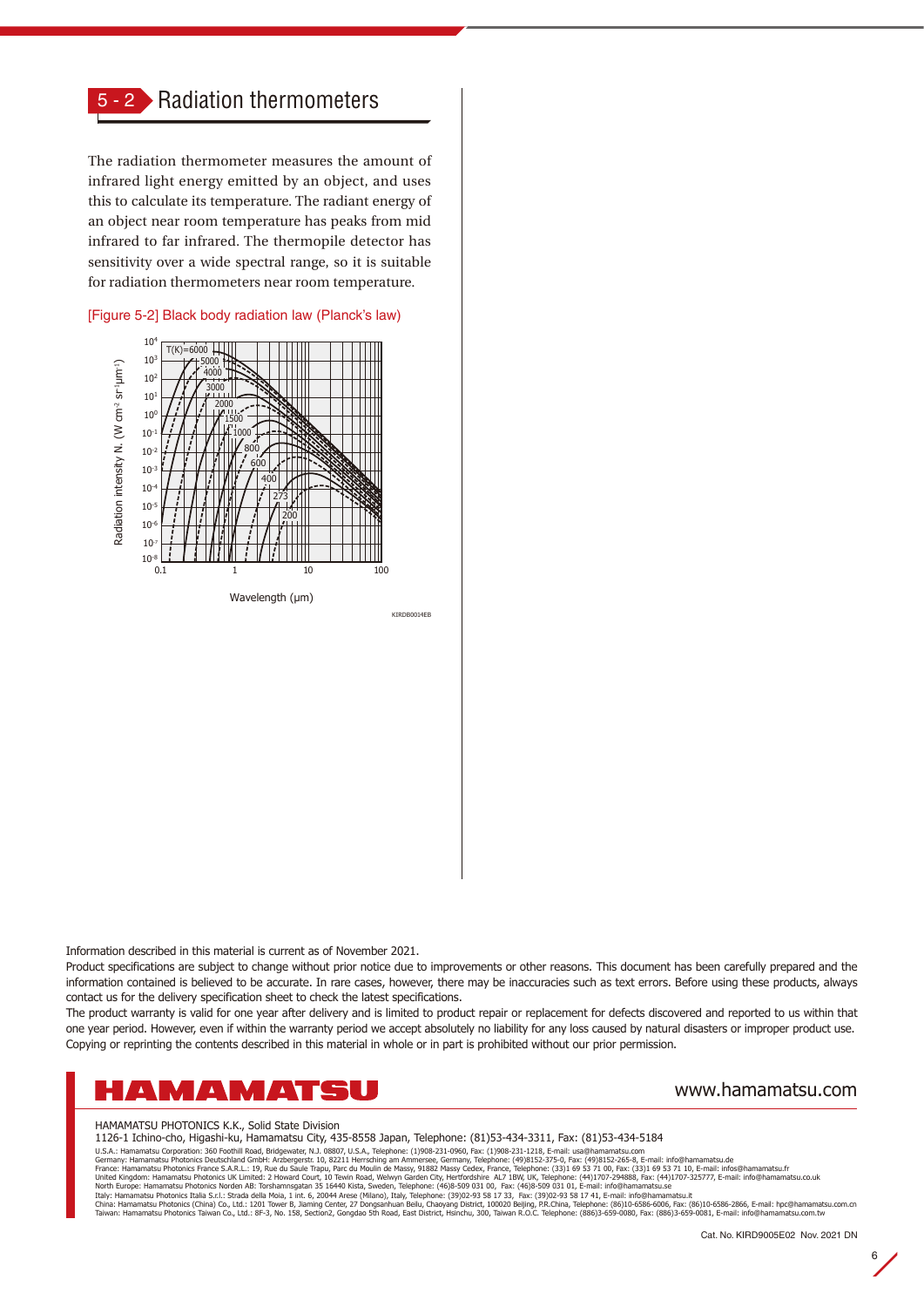## 5 - 2 Radiation thermometers

The radiation thermometer measures the amount of infrared light energy emitted by an object, and uses this to calculate its temperature. The radiant energy of an object near room temperature has peaks from mid infrared to far infrared. The thermopile detector has sensitivity over a wide spectral range, so it is suitable for radiation thermometers near room temperature.

[Figure 5-2] Black body radiation law (Planck's law)

Radiation intensity N. (W cm$^{-2}$ sr$^{-1}$µm$^{-1}$)

$10^{4}$
$10^{3}$
$10^{2}$
$10^{1}$
$10^{0}$
$10^{-1}$
$10^{-2}$
$10^{-3}$
$10^{-4}$
$10^{-5}$
$10^{-6}$
$10^{-7}$
$10^{-8}$

T(K)=6000
5000
4000
3000
2000
1500
1000
800
600
400
273
200

0.1
1
10
100

Wavelength (µm)

KIRDB0014EB

Information described in this material is current as of November 2021.

Product specifications are subject to change without prior notice due to improvements or other reasons. This document has been carefully prepared and the information contained is believed to be accurate. In rare cases, however, there may be inaccuracies such as text errors. Before using these products, always contact us for the delivery specification sheet to check the latest specifications.

The product warranty is valid for one year after delivery and is limited to product repair or replacement for defects discovered and reported to us within that one year period. However, even if within the warranty period we accept absolutely no liability for any loss caused by natural disasters or improper product use.
Copying or reprinting the contents described in this material in whole or in part is prohibited without our prior permission.

**HAMAMATSU**

www.hamamatsu.com

HAMAMATSU PHOTONICS K.K., Solid State Division
1126-1 Ichino-cho, Higashi-ku, Hamamatsu City, 435-8558 Japan, Telephone: (81)53-434-3311, Fax: (81)53-434-5184

U.S.A.: Hamamatsu Corporation: 360 Foothill Road, Bridgewater, N.J. 08807, U.S.A., Telephone: (1)908-231-0960, Fax: (1)908-231-1218, E-mail: usa@hamamatsu.com
Germany: Hamamatsu Photonics Deutschland GmbH: Arzbergerstr. 10, 82211 Herrsching am Ammersee, Germany, Telephone: (49)8152-375-0, Fax: (49)8152-265-8, E-mail: info@hamamatsu.de
France: Hamamatsu Photonics France S.A.R.L.: 19, Rue du Saule Trapu, Parc du Moulin de Massy, 91882 Massy Cedex, France, Telephone: (33)1 69 53 71 00, Fax: (33)1 69 53 71 10, E-mail: infos@hamamatsu.fr
United Kingdom: Hamamatsu Photonics UK Limited: 2 Howard Court, 10 Tewin Road, Welwyn Garden City, Hertfordshire AL7 1BW, UK, Telephone: (44)1707-294888, Fax: (44)1707-325777, E-mail: info@hamamatsu.co.uk
North Europe: Hamamatsu Photonics Norden AB: Torshamnsgatan 35 16440 Kista, Sweden, Telephone: (46)8-509 031 00, Fax: (46)8-509 031 01, E-mail: info@hamamatsu.se
Italy: Hamamatsu Photonics Italia S.r.l.: Strada della Moia, 1 int. 6, 20044 Arese (Milano), Italy, Telephone: (39)02-93 58 17 33, Fax: (39)02-93 58 17 41, E-mail: info@hamamatsu.it
China: Hamamatsu Photonics (China) Co., Ltd.: 1201 Tower B, Jiaming Center, 27 Dongsanhuan Beilu, Chaoyang District, 100020 Beijing, P.R.China, Telephone: (86)10-6586-6006, Fax: (86)10-6586-2866, E-mail: hpc@hamamatsu.com.cn
Taiwan: Hamamatsu Photonics Taiwan Co., Ltd.: 8F-3, No. 158, Section2, Gongdao 5th Road, East District, Hsinchu, 300, Taiwan R.O.C. Telephone: (886)3-659-0080, Fax: (886)3-659-0081, E-mail: info@hamamatsu.com.tw

Cat. No. KIRD9005E02 Nov. 2021 DN